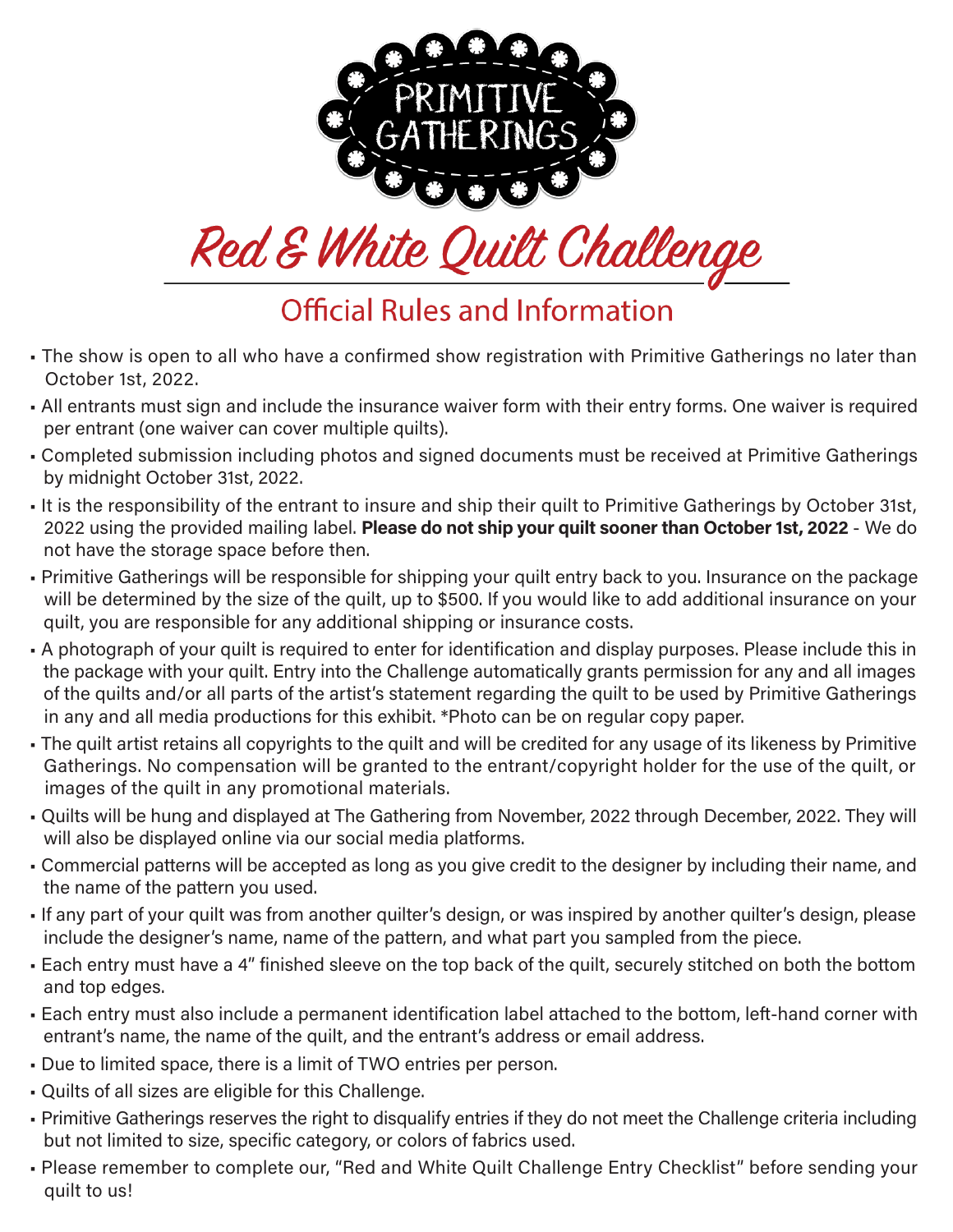PRIMITIVE GATHERINGS

# Red & White Quilt Challenge

## Official Rules and Information

- The show is open to all who have a confirmed show registration with Primitive Gatherings no later than October 1st, 2022.
- All entrants must sign and include the insurance waiver form with their entry forms. One waiver is required per entrant (one waiver can cover multiple quilts).
- Completed submission including photos and signed documents must be received at Primitive Gatherings by midnight October 31st, 2022.
- It is the responsibility of the entrant to insure and ship their quilt to Primitive Gatherings by October 31st, 2022 using the provided mailing label. **Please do not ship your quilt sooner than October 1st, 2022** - We do not have the storage space before then.
- Primitive Gatherings will be responsible for shipping your quilt entry back to you. Insurance on the package will be determined by the size of the quilt, up to $500. If you would like to add additional insurance on your quilt, you are responsible for any additional shipping or insurance costs.
- A photograph of your quilt is required to enter for identification and display purposes. Please include this in the package with your quilt. Entry into the Challenge automatically grants permission for any and all images of the quilts and/or all parts of the artist's statement regarding the quilt to be used by Primitive Gatherings in any and all media productions for this exhibit. *Photo can be on regular copy paper.
- The quilt artist retains all copyrights to the quilt and will be credited for any usage of its likeness by Primitive Gatherings. No compensation will be granted to the entrant/copyright holder for the use of the quilt, or images of the quilt in any promotional materials.
- Quilts will be hung and displayed at The Gathering from November, 2022 through December, 2022. They will will also be displayed online via our social media platforms.
- Commercial patterns will be accepted as long as you give credit to the designer by including their name, and the name of the pattern you used.
- If any part of your quilt was from another quilter's design, or was inspired by another quilter's design, please include the designer's name, name of the pattern, and what part you sampled from the piece.
- Each entry must have a 4" finished sleeve on the top back of the quilt, securely stitched on both the bottom and top edges.
- Each entry must also include a permanent identification label attached to the bottom, left-hand corner with entrant's name, the name of the quilt, and the entrant's address or email address.
- Due to limited space, there is a limit of TWO entries per person.
- Quilts of all sizes are eligible for this Challenge.
- Primitive Gatherings reserves the right to disqualify entries if they do not meet the Challenge criteria including but not limited to size, specific category, or colors of fabrics used.
- Please remember to complete our, "Red and White Quilt Challenge Entry Checklist" before sending your quilt to us!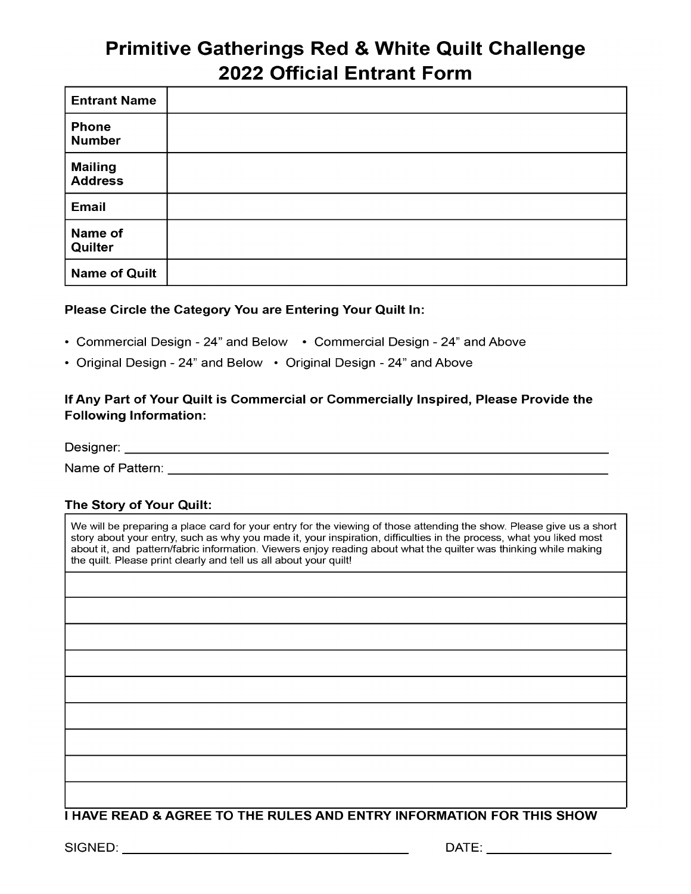# Primitive Gatherings Red & White Quilt Challenge
# 2022 Official Entrant Form

| | |
|---|---|
| **Entrant Name** | |
| **Phone Number** | |
| **Mailing Address** | |
| **Email** | |
| **Name of Quilter** | |
| **Name of Quilt** | |

**Please Circle the Category You are Entering Your Quilt In:**

- Commercial Design - 24" and Below
- Commercial Design - 24" and Above
- Original Design - 24" and Below
- Original Design - 24" and Above

**If Any Part of Your Quilt is Commercial or Commercially Inspired, Please Provide the Following Information:**

Designer: ____________________________________________

Name of Pattern: ____________________________________________

**The Story of Your Quilt:**

We will be preparing a place card for your entry for the viewing of those attending the show. Please give us a short story about your entry, such as why you made it, your inspiration, difficulties in the process, what you liked most about it, and pattern/fabric information. Viewers enjoy reading about what the quilter was thinking while making the quilt. Please print clearly and tell us all about your quilt!

____________________________________________

____________________________________________

____________________________________________

____________________________________________

____________________________________________

____________________________________________

____________________________________________

____________________________________________

____________________________________________

**I HAVE READ & AGREE TO THE RULES AND ENTRY INFORMATION FOR THIS SHOW**

SIGNED: ______________________________ DATE: ________________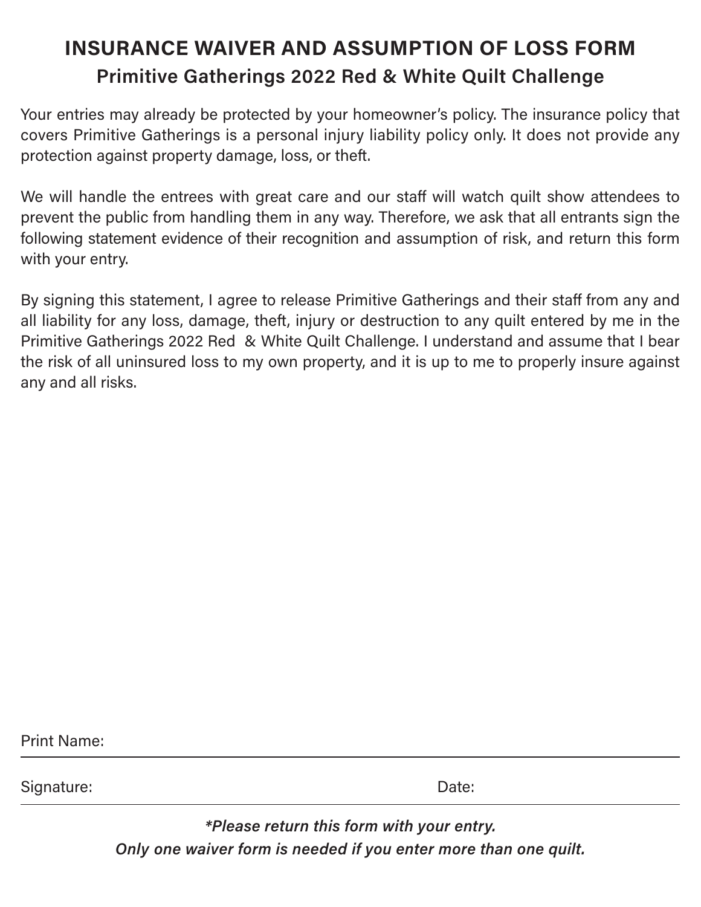# INSURANCE WAIVER AND ASSUMPTION OF LOSS FORM

## Primitive Gatherings 2022 Red & White Quilt Challenge

Your entries may already be protected by your homeowner's policy. The insurance policy that covers Primitive Gatherings is a personal injury liability policy only. It does not provide any protection against property damage, loss, or theft.

We will handle the entrees with great care and our staff will watch quilt show attendees to prevent the public from handling them in any way. Therefore, we ask that all entrants sign the following statement evidence of their recognition and assumption of risk, and return this form with your entry.

By signing this statement, I agree to release Primitive Gatherings and their staff from any and all liability for any loss, damage, theft, injury or destruction to any quilt entered by me in the Primitive Gatherings 2022 Red & White Quilt Challenge. I understand and assume that I bear the risk of all uninsured loss to my own property, and it is up to me to properly insure against any and all risks.

Print Name: ______________________________________________

Signature: ______________________________ Date: ______________

***Please return this form with your entry.***
***Only one waiver form is needed if you enter more than one quilt.***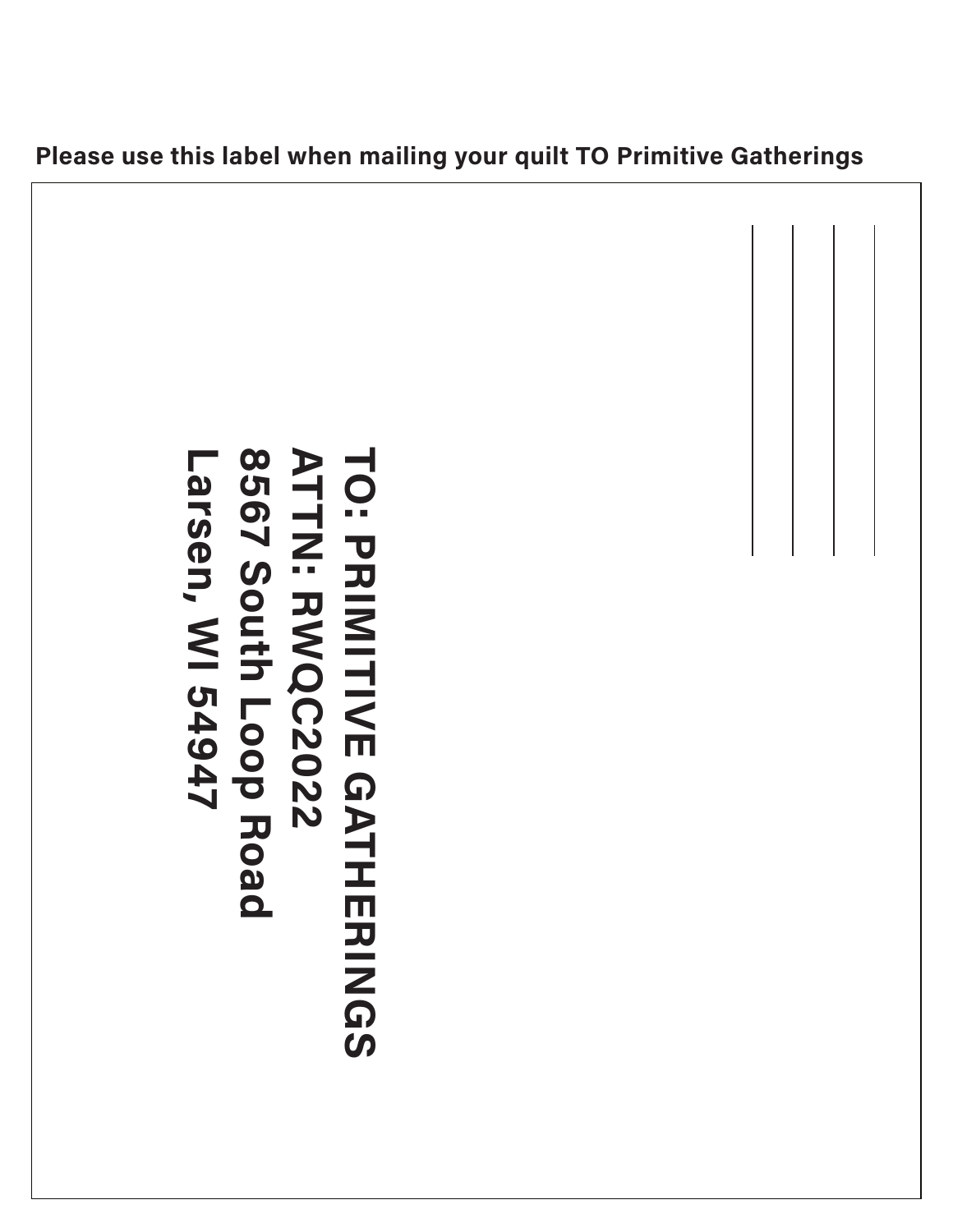**Please use this label when mailing your quilt TO Primitive Gatherings**

**TO: PRIMITIVE GATHERINGS**
**ATTN: RWQC2022**
**8567 South Loop Road**
**Larsen, WI 54947**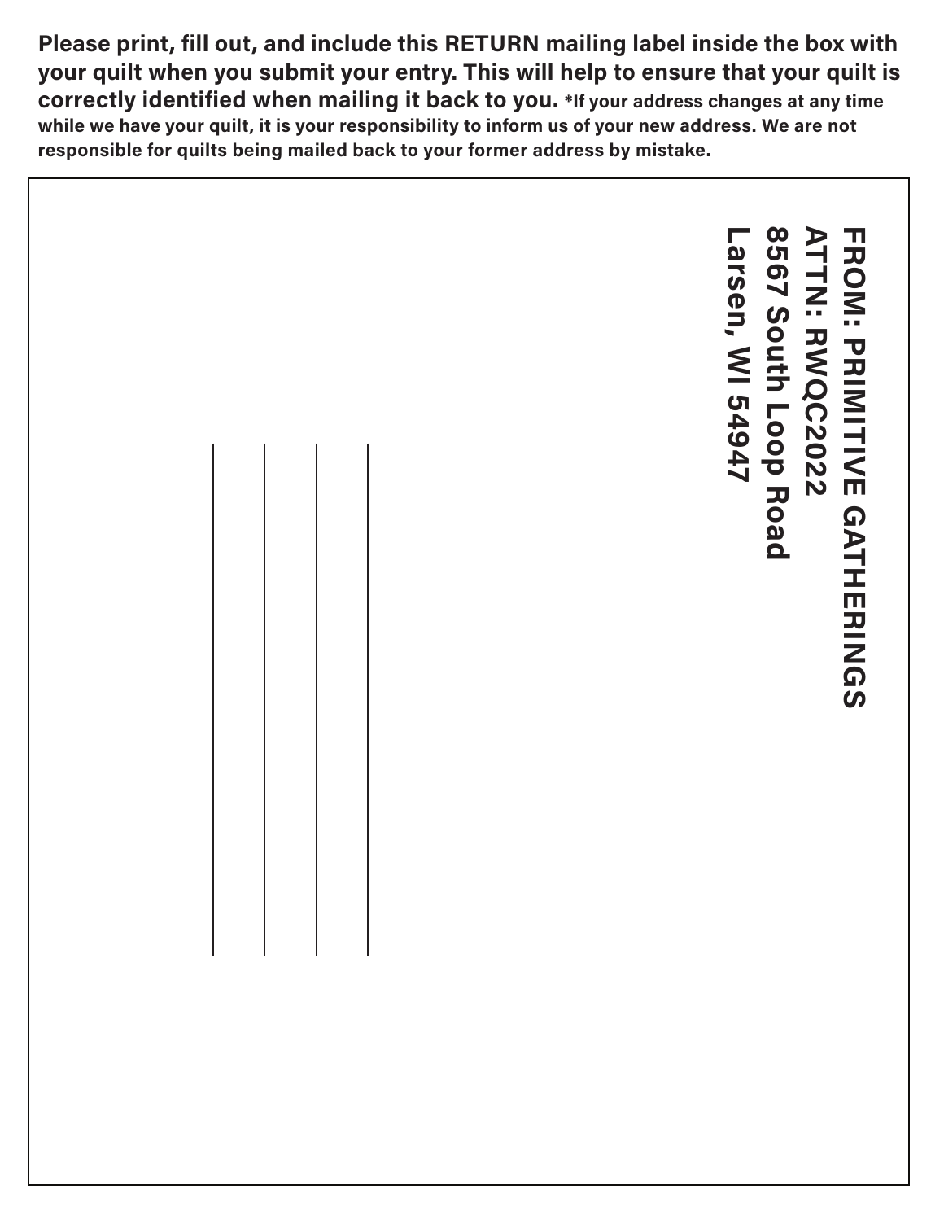**Please print, fill out, and include this RETURN mailing label inside the box with your quilt when you submit your entry. This will help to ensure that your quilt is correctly identified when mailing it back to you.** **\*If your address changes at any time while we have your quilt, it is your responsibility to inform us of your new address. We are not responsible for quilts being mailed back to your former address by mistake.**

**FROM: PRIMITIVE GATHERINGS**
**ATTN: RWQC2022**
**8567 South Loop Road**
**Larsen, WI 54947**

_______________________________

_______________________________

_______________________________

_______________________________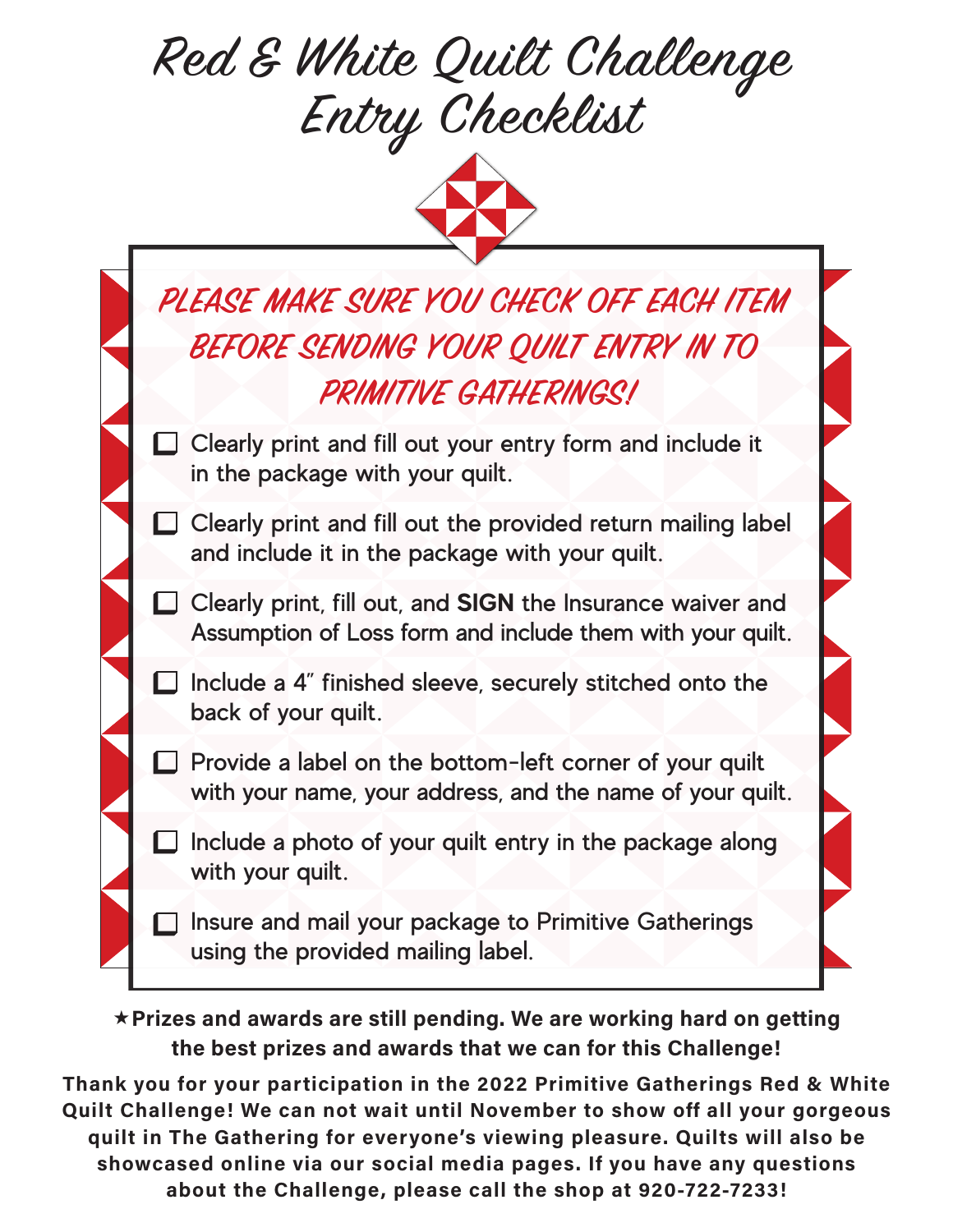# Red & White Quilt Challenge Entry Checklist

PLEASE MAKE SURE YOU CHECK OFF EACH ITEM BEFORE SENDING YOUR QUILT ENTRY IN TO PRIMITIVE GATHERINGS!

- [ ] Clearly print and fill out your entry form and include it in the package with your quilt.
- [ ] Clearly print and fill out the provided return mailing label and include it in the package with your quilt.
- [ ] Clearly print, fill out, and **SIGN** the Insurance waiver and Assumption of Loss form and include them with your quilt.
- [ ] Include a 4″ finished sleeve, securely stitched onto the back of your quilt.
- [ ] Provide a label on the bottom-left corner of your quilt with your name, your address, and the name of your quilt.
- [ ] Include a photo of your quilt entry in the package along with your quilt.
- [ ] Insure and mail your package to Primitive Gatherings using the provided mailing label.

**★Prizes and awards are still pending. We are working hard on getting the best prizes and awards that we can for this Challenge!**

**Thank you for your participation in the 2022 Primitive Gatherings Red & White Quilt Challenge! We can not wait until November to show off all your gorgeous quilt in The Gathering for everyone's viewing pleasure. Quilts will also be showcased online via our social media pages. If you have any questions about the Challenge, please call the shop at 920-722-7233!**